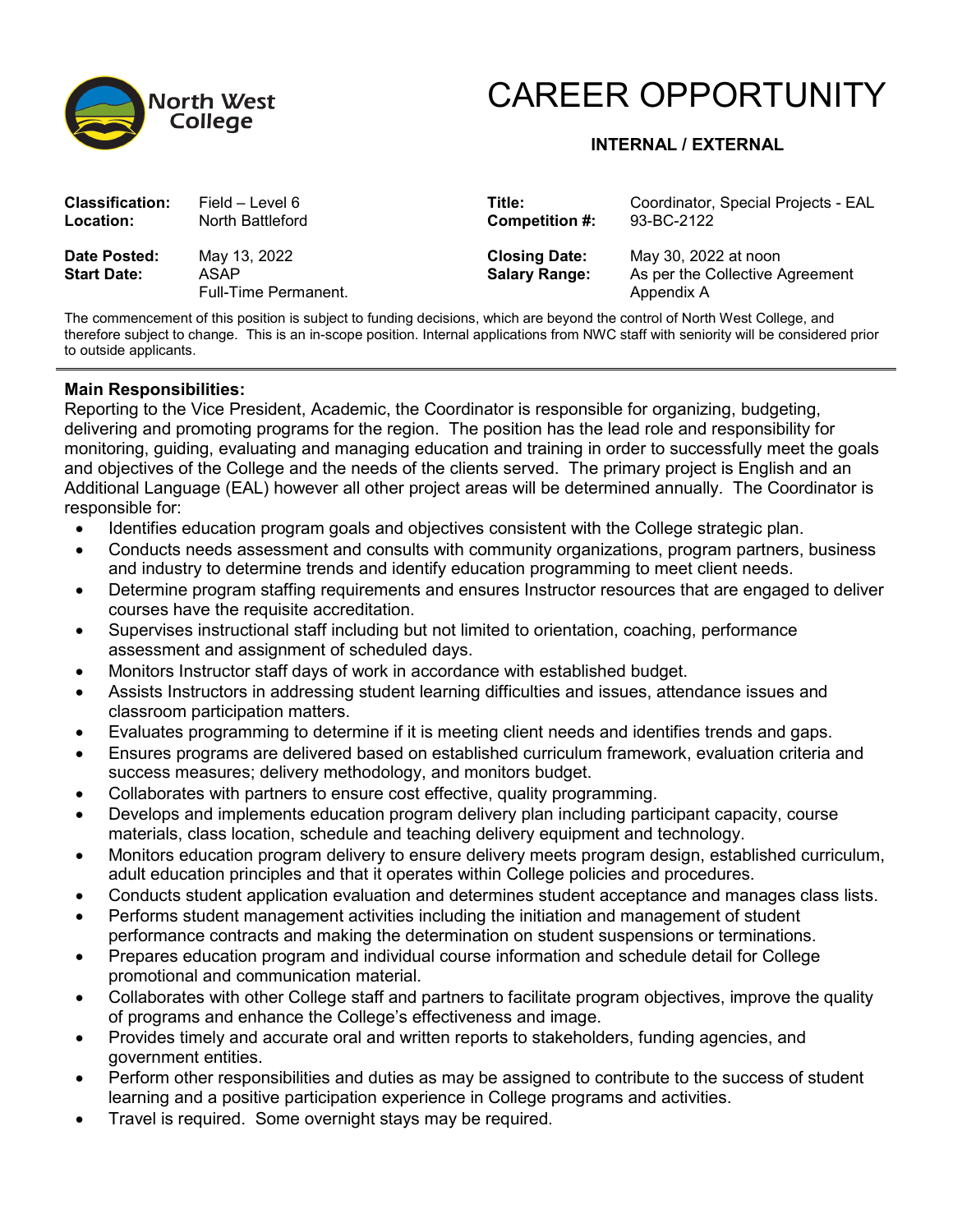North West College

# CAREER OPPORTUNITY

**INTERNAL / EXTERNAL**

| | | | |
|---|---|---|---|
| **Classification:** | Field – Level 6 | **Title:** | Coordinator, Special Projects - EAL |
| **Location:** | North Battleford | **Competition #:** | 93-BC-2122 |
| **Date Posted:** | May 13, 2022 | **Closing Date:** | May 30, 2022 at noon |
| **Start Date:** | ASAP<br>Full-Time Permanent. | **Salary Range:** | As per the Collective Agreement Appendix A |

The commencement of this position is subject to funding decisions, which are beyond the control of North West College, and therefore subject to change. This is an in-scope position. Internal applications from NWC staff with seniority will be considered prior to outside applicants.

---

**Main Responsibilities:**

Reporting to the Vice President, Academic, the Coordinator is responsible for organizing, budgeting, delivering and promoting programs for the region. The position has the lead role and responsibility for monitoring, guiding, evaluating and managing education and training in order to successfully meet the goals and objectives of the College and the needs of the clients served. The primary project is English and an Additional Language (EAL) however all other project areas will be determined annually. The Coordinator is responsible for:

- Identifies education program goals and objectives consistent with the College strategic plan.
- Conducts needs assessment and consults with community organizations, program partners, business and industry to determine trends and identify education programming to meet client needs.
- Determine program staffing requirements and ensures Instructor resources that are engaged to deliver courses have the requisite accreditation.
- Supervises instructional staff including but not limited to orientation, coaching, performance assessment and assignment of scheduled days.
- Monitors Instructor staff days of work in accordance with established budget.
- Assists Instructors in addressing student learning difficulties and issues, attendance issues and classroom participation matters.
- Evaluates programming to determine if it is meeting client needs and identifies trends and gaps.
- Ensures programs are delivered based on established curriculum framework, evaluation criteria and success measures; delivery methodology, and monitors budget.
- Collaborates with partners to ensure cost effective, quality programming.
- Develops and implements education program delivery plan including participant capacity, course materials, class location, schedule and teaching delivery equipment and technology.
- Monitors education program delivery to ensure delivery meets program design, established curriculum, adult education principles and that it operates within College policies and procedures.
- Conducts student application evaluation and determines student acceptance and manages class lists.
- Performs student management activities including the initiation and management of student performance contracts and making the determination on student suspensions or terminations.
- Prepares education program and individual course information and schedule detail for College promotional and communication material.
- Collaborates with other College staff and partners to facilitate program objectives, improve the quality of programs and enhance the College's effectiveness and image.
- Provides timely and accurate oral and written reports to stakeholders, funding agencies, and government entities.
- Perform other responsibilities and duties as may be assigned to contribute to the success of student learning and a positive participation experience in College programs and activities.
- Travel is required. Some overnight stays may be required.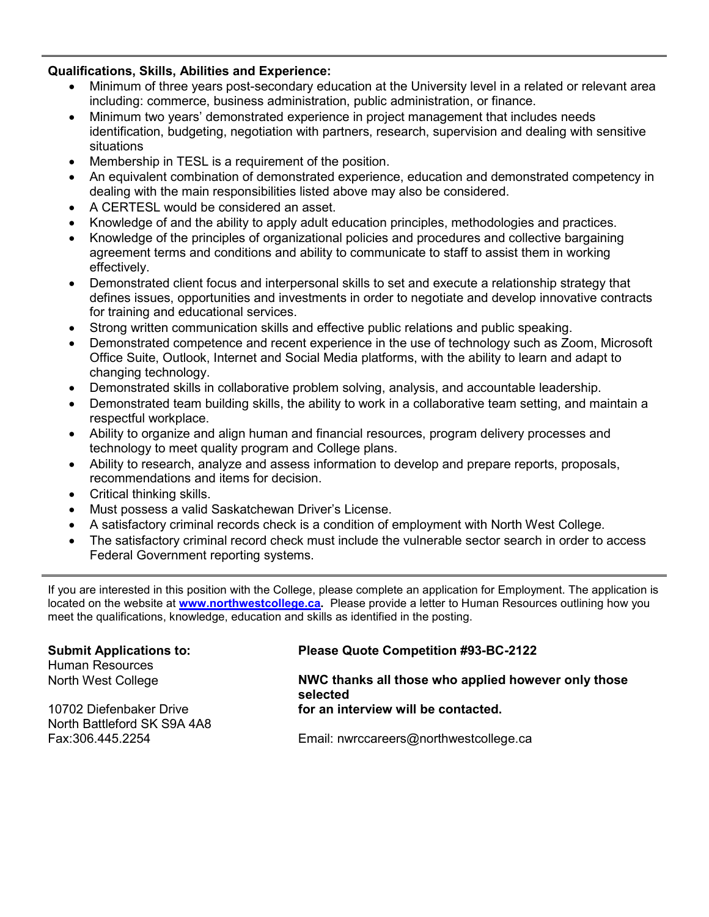---

**Qualifications, Skills, Abilities and Experience:**

- Minimum of three years post-secondary education at the University level in a related or relevant area including: commerce, business administration, public administration, or finance.
- Minimum two years' demonstrated experience in project management that includes needs identification, budgeting, negotiation with partners, research, supervision and dealing with sensitive situations
- Membership in TESL is a requirement of the position.
- An equivalent combination of demonstrated experience, education and demonstrated competency in dealing with the main responsibilities listed above may also be considered.
- A CERTESL would be considered an asset.
- Knowledge of and the ability to apply adult education principles, methodologies and practices.
- Knowledge of the principles of organizational policies and procedures and collective bargaining agreement terms and conditions and ability to communicate to staff to assist them in working effectively.
- Demonstrated client focus and interpersonal skills to set and execute a relationship strategy that defines issues, opportunities and investments in order to negotiate and develop innovative contracts for training and educational services.
- Strong written communication skills and effective public relations and public speaking.
- Demonstrated competence and recent experience in the use of technology such as Zoom, Microsoft Office Suite, Outlook, Internet and Social Media platforms, with the ability to learn and adapt to changing technology.
- Demonstrated skills in collaborative problem solving, analysis, and accountable leadership.
- Demonstrated team building skills, the ability to work in a collaborative team setting, and maintain a respectful workplace.
- Ability to organize and align human and financial resources, program delivery processes and technology to meet quality program and College plans.
- Ability to research, analyze and assess information to develop and prepare reports, proposals, recommendations and items for decision.
- Critical thinking skills.
- Must possess a valid Saskatchewan Driver's License.
- A satisfactory criminal records check is a condition of employment with North West College.
- The satisfactory criminal record check must include the vulnerable sector search in order to access Federal Government reporting systems.

---

If you are interested in this position with the College, please complete an application for Employment. The application is located on the website at **www.northwestcollege.ca**. Please provide a letter to Human Resources outlining how you meet the qualifications, knowledge, education and skills as identified in the posting.

**Submit Applications to:**
Human Resources
North West College

10702 Diefenbaker Drive
North Battleford SK S9A 4A8
Fax:306.445.2254

**Please Quote Competition #93-BC-2122**

**NWC thanks all those who applied however only those selected for an interview will be contacted.**

Email: nwrccareers@northwestcollege.ca